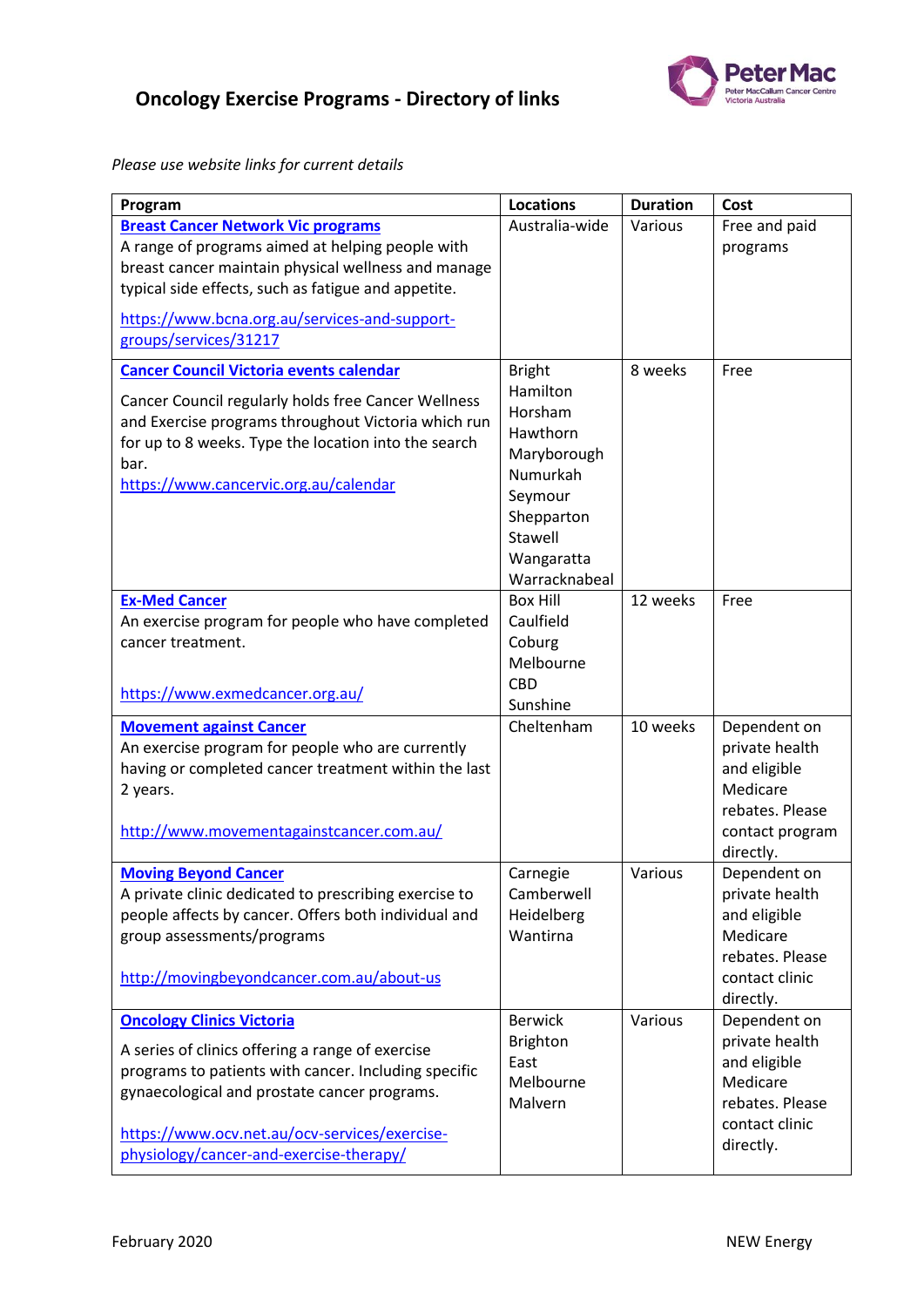# Oncology Exercise Programs - Directory of links

*Please use website links for current details*

| Program | Locations | Duration | Cost |
|---|---|---|---|
| **Breast Cancer Network Vic programs**<br>A range of programs aimed at helping people with breast cancer maintain physical wellness and manage typical side effects, such as fatigue and appetite.<br>https://www.bcna.org.au/services-and-support-groups/services/31217 | Australia-wide | Various | Free and paid programs |
| **Cancer Council Victoria events calendar**<br>Cancer Council regularly holds free Cancer Wellness and Exercise programs throughout Victoria which run for up to 8 weeks. Type the location into the search bar.<br>https://www.cancervic.org.au/calendar | Bright<br>Hamilton<br>Horsham<br>Hawthorn<br>Maryborough<br>Numurkah<br>Seymour<br>Shepparton<br>Stawell<br>Wangaratta<br>Warracknabeal | 8 weeks | Free |
| **Ex-Med Cancer**<br>An exercise program for people who have completed cancer treatment.<br>https://www.exmedcancer.org.au/ | Box Hill<br>Caulfield<br>Coburg<br>Melbourne CBD<br>Sunshine | 12 weeks | Free |
| **Movement against Cancer**<br>An exercise program for people who are currently having or completed cancer treatment within the last 2 years.<br>http://www.movementagainstcancer.com.au/ | Cheltenham | 10 weeks | Dependent on private health and eligible Medicare rebates. Please contact program directly. |
| **Moving Beyond Cancer**<br>A private clinic dedicated to prescribing exercise to people affects by cancer. Offers both individual and group assessments/programs<br>http://movingbeyondcancer.com.au/about-us | Carnegie<br>Camberwell<br>Heidelberg<br>Wantirna | Various | Dependent on private health and eligible Medicare rebates. Please contact clinic directly. |
| **Oncology Clinics Victoria**<br>A series of clinics offering a range of exercise programs to patients with cancer. Including specific gynaecological and prostate cancer programs.<br>https://www.ocv.net.au/ocv-services/exercise-physiology/cancer-and-exercise-therapy/ | Berwick<br>Brighton<br>East Melbourne<br>Malvern | Various | Dependent on private health and eligible Medicare rebates. Please contact clinic directly. |

February 2020 NEW Energy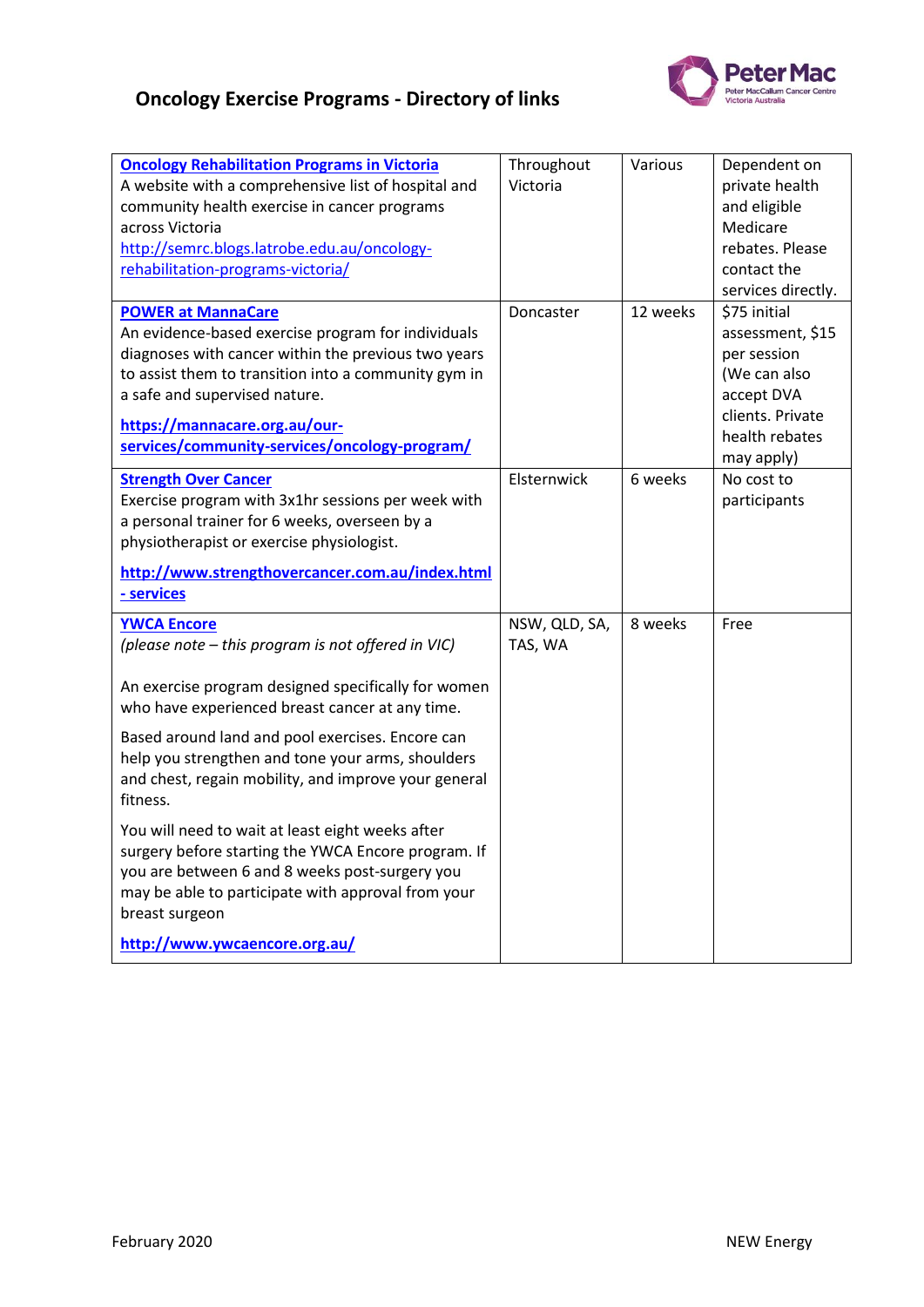# Oncology Exercise Programs - Directory of links

| | | | |
|---|---|---|---|
| **[Oncology Rehabilitation Programs in Victoria](http://semrc.blogs.latrobe.edu.au/oncology-rehabilitation-programs-victoria/)** A website with a comprehensive list of hospital and community health exercise in cancer programs across Victoria http://semrc.blogs.latrobe.edu.au/oncology-rehabilitation-programs-victoria/ | Throughout Victoria | Various | Dependent on private health and eligible Medicare rebates. Please contact the services directly. |
| **[POWER at MannaCare](https://mannacare.org.au/our-services/community-services/oncology-program/)** An evidence-based exercise program for individuals diagnoses with cancer within the previous two years to assist them to transition into a community gym in a safe and supervised nature. **https://mannacare.org.au/our-services/community-services/oncology-program/** | Doncaster | 12 weeks | $75 initial assessment, $15 per session (We can also accept DVA clients. Private health rebates may apply) |
| **[Strength Over Cancer](http://www.strengthovercancer.com.au/index.html)** Exercise program with 3x1hr sessions per week with a personal trainer for 6 weeks, overseen by a physiotherapist or exercise physiologist. **http://www.strengthovercancer.com.au/index.html - services** | Elsternwick | 6 weeks | No cost to participants |
| **[YWCA Encore](http://www.ywcaencore.org.au/)** *(please note – this program is not offered in VIC)* An exercise program designed specifically for women who have experienced breast cancer at any time. Based around land and pool exercises. Encore can help you strengthen and tone your arms, shoulders and chest, regain mobility, and improve your general fitness. You will need to wait at least eight weeks after surgery before starting the YWCA Encore program. If you are between 6 and 8 weeks post-surgery you may be able to participate with approval from your breast surgeon **http://www.ywcaencore.org.au/** | NSW, QLD, SA, TAS, WA | 8 weeks | Free |

February 2020 NEW Energy